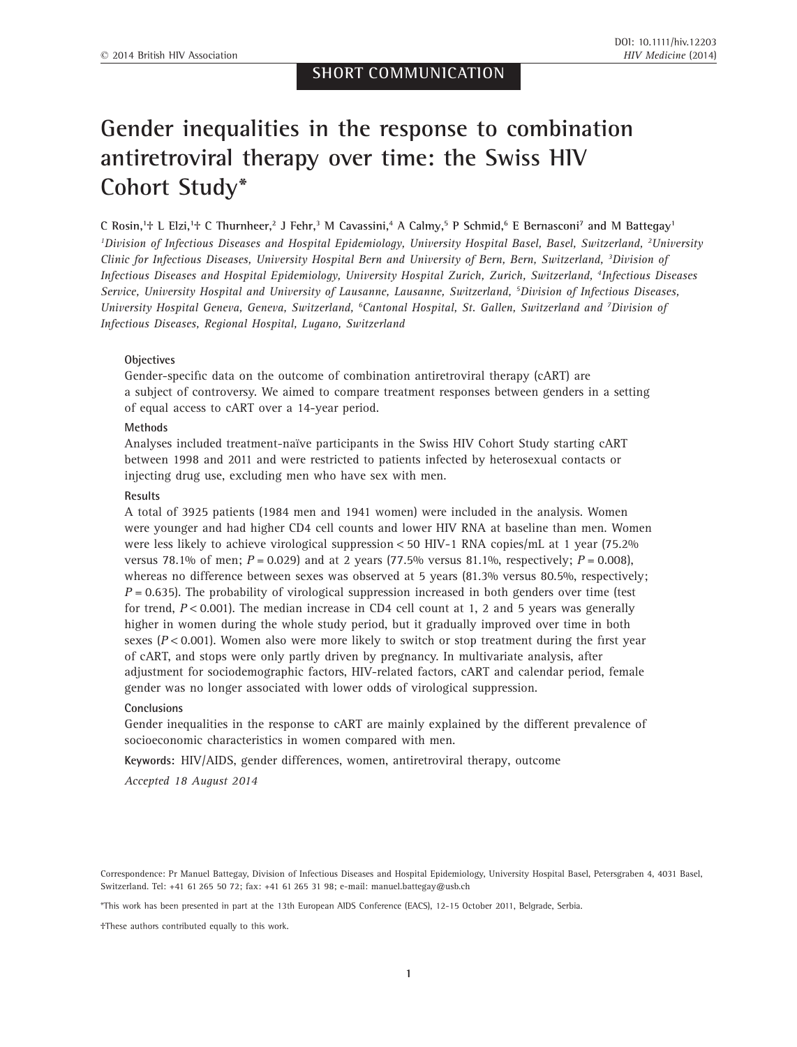SHORT COMMUNICATION

# Gender inequalities in the response to combination antiretroviral therapy over time: the Swiss HIV Cohort Study*

C Rosin,[1]† L Elzi,[1]† C Thurnheer,[2] J Fehr,[3] M Cavassini,[4] A Calmy,[5] P Schmid,[6] E Bernasconi[7] and M Battegay[1]

[1]*Division of Infectious Diseases and Hospital Epidemiology, University Hospital Basel, Basel, Switzerland,* [2]*University Clinic for Infectious Diseases, University Hospital Bern and University of Bern, Bern, Switzerland,* [3]*Division of Infectious Diseases and Hospital Epidemiology, University Hospital Zurich, Zurich, Switzerland,* [4]*Infectious Diseases Service, University Hospital and University of Lausanne, Lausanne, Switzerland,* [5]*Division of Infectious Diseases, University Hospital Geneva, Geneva, Switzerland,* [6]*Cantonal Hospital, St. Gallen, Switzerland and* [7]*Division of Infectious Diseases, Regional Hospital, Lugano, Switzerland*

### Objectives

Gender-specific data on the outcome of combination antiretroviral therapy (cART) are a subject of controversy. We aimed to compare treatment responses between genders in a setting of equal access to cART over a 14-year period.

### Methods

Analyses included treatment-naïve participants in the Swiss HIV Cohort Study starting cART between 1998 and 2011 and were restricted to patients infected by heterosexual contacts or injecting drug use, excluding men who have sex with men.

### Results

A total of 3925 patients (1984 men and 1941 women) were included in the analysis. Women were younger and had higher CD4 cell counts and lower HIV RNA at baseline than men. Women were less likely to achieve virological suppression < 50 HIV-1 RNA copies/mL at 1 year (75.2% versus 78.1% of men; $P = 0.029$) and at 2 years (77.5% versus 81.1%, respectively; $P = 0.008$), whereas no difference between sexes was observed at 5 years (81.3% versus 80.5%, respectively; $P = 0.635$). The probability of virological suppression increased in both genders over time (test for trend, $P < 0.001$). The median increase in CD4 cell count at 1, 2 and 5 years was generally higher in women during the whole study period, but it gradually improved over time in both sexes ($P < 0.001$). Women also were more likely to switch or stop treatment during the first year of cART, and stops were only partly driven by pregnancy. In multivariate analysis, after adjustment for sociodemographic factors, HIV-related factors, cART and calendar period, female gender was no longer associated with lower odds of virological suppression.

### Conclusions

Gender inequalities in the response to cART are mainly explained by the different prevalence of socioeconomic characteristics in women compared with men.

**Keywords:** HIV/AIDS, gender differences, women, antiretroviral therapy, outcome

*Accepted 18 August 2014*

Correspondence: Pr Manuel Battegay, Division of Infectious Diseases and Hospital Epidemiology, University Hospital Basel, Petersgraben 4, 4031 Basel, Switzerland. Tel: +41 61 265 50 72; fax: +41 61 265 31 98; e-mail: manuel.battegay@usb.ch

*This work has been presented in part at the 13th European AIDS Conference (EACS), 12–15 October 2011, Belgrade, Serbia.

†These authors contributed equally to this work.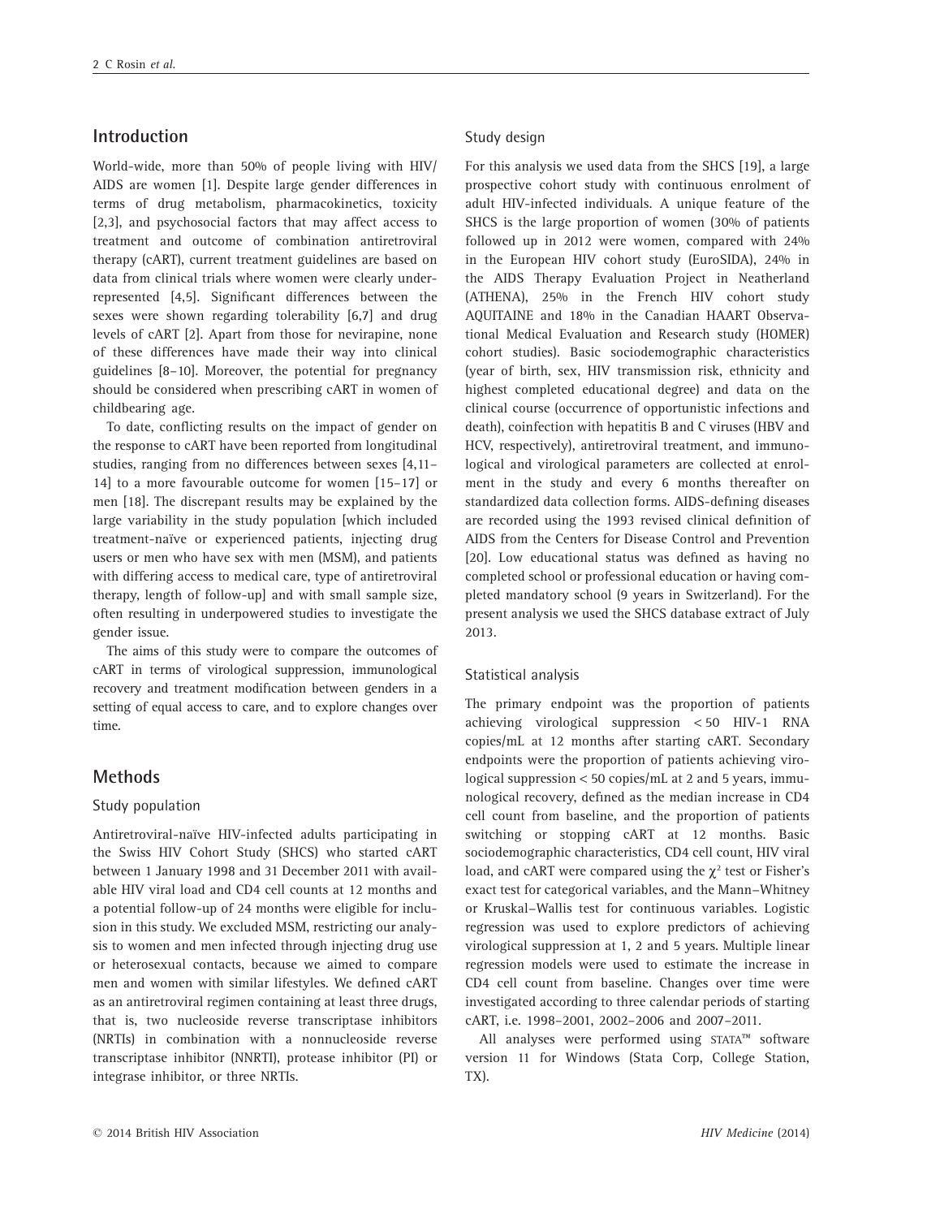## Introduction

World-wide, more than 50% of people living with HIV/AIDS are women [1]. Despite large gender differences in terms of drug metabolism, pharmacokinetics, toxicity [2,3], and psychosocial factors that may affect access to treatment and outcome of combination antiretroviral therapy (cART), current treatment guidelines are based on data from clinical trials where women were clearly underrepresented [4,5]. Significant differences between the sexes were shown regarding tolerability [6,7] and drug levels of cART [2]. Apart from those for nevirapine, none of these differences have made their way into clinical guidelines [8–10]. Moreover, the potential for pregnancy should be considered when prescribing cART in women of childbearing age.

To date, conflicting results on the impact of gender on the response to cART have been reported from longitudinal studies, ranging from no differences between sexes [4,11–14] to a more favourable outcome for women [15–17] or men [18]. The discrepant results may be explained by the large variability in the study population [which included treatment-naïve or experienced patients, injecting drug users or men who have sex with men (MSM), and patients with differing access to medical care, type of antiretroviral therapy, length of follow-up] and with small sample size, often resulting in underpowered studies to investigate the gender issue.

The aims of this study were to compare the outcomes of cART in terms of virological suppression, immunological recovery and treatment modification between genders in a setting of equal access to care, and to explore changes over time.

## Methods

### Study population

Antiretroviral-naïve HIV-infected adults participating in the Swiss HIV Cohort Study (SHCS) who started cART between 1 January 1998 and 31 December 2011 with available HIV viral load and CD4 cell counts at 12 months and a potential follow-up of 24 months were eligible for inclusion in this study. We excluded MSM, restricting our analysis to women and men infected through injecting drug use or heterosexual contacts, because we aimed to compare men and women with similar lifestyles. We defined cART as an antiretroviral regimen containing at least three drugs, that is, two nucleoside reverse transcriptase inhibitors (NRTIs) in combination with a nonnucleoside reverse transcriptase inhibitor (NNRTI), protease inhibitor (PI) or integrase inhibitor, or three NRTIs.

### Study design

For this analysis we used data from the SHCS [19], a large prospective cohort study with continuous enrolment of adult HIV-infected individuals. A unique feature of the SHCS is the large proportion of women (30% of patients followed up in 2012 were women, compared with 24% in the European HIV cohort study (EuroSIDA), 24% in the AIDS Therapy Evaluation Project in Neatherland (ATHENA), 25% in the French HIV cohort study AQUITAINE and 18% in the Canadian HAART Observational Medical Evaluation and Research study (HOMER) cohort studies). Basic sociodemographic characteristics (year of birth, sex, HIV transmission risk, ethnicity and highest completed educational degree) and data on the clinical course (occurrence of opportunistic infections and death), coinfection with hepatitis B and C viruses (HBV and HCV, respectively), antiretroviral treatment, and immunological and virological parameters are collected at enrolment in the study and every 6 months thereafter on standardized data collection forms. AIDS-defining diseases are recorded using the 1993 revised clinical definition of AIDS from the Centers for Disease Control and Prevention [20]. Low educational status was defined as having no completed school or professional education or having completed mandatory school (9 years in Switzerland). For the present analysis we used the SHCS database extract of July 2013.

### Statistical analysis

The primary endpoint was the proportion of patients achieving virological suppression < 50 HIV-1 RNA copies/mL at 12 months after starting cART. Secondary endpoints were the proportion of patients achieving virological suppression < 50 copies/mL at 2 and 5 years, immunological recovery, defined as the median increase in CD4 cell count from baseline, and the proportion of patients switching or stopping cART at 12 months. Basic sociodemographic characteristics, CD4 cell count, HIV viral load, and cART were compared using the $\chi^2$ test or Fisher's exact test for categorical variables, and the Mann–Whitney or Kruskal–Wallis test for continuous variables. Logistic regression was used to explore predictors of achieving virological suppression at 1, 2 and 5 years. Multiple linear regression models were used to estimate the increase in CD4 cell count from baseline. Changes over time were investigated according to three calendar periods of starting cART, i.e. 1998–2001, 2002–2006 and 2007–2011.

All analyses were performed using STATA™ software version 11 for Windows (Stata Corp, College Station, TX).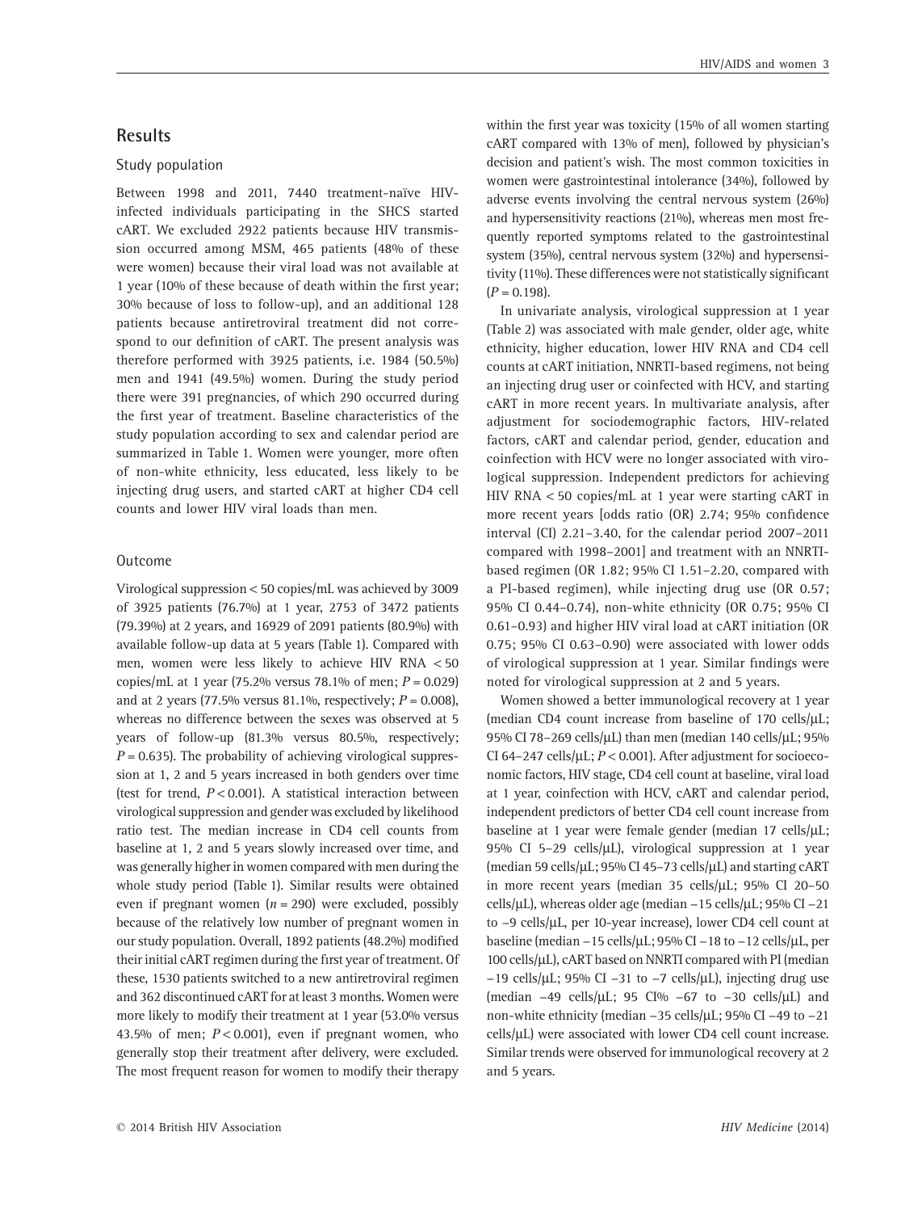## Results

### Study population

Between 1998 and 2011, 7440 treatment-naïve HIV-infected individuals participating in the SHCS started cART. We excluded 2922 patients because HIV transmission occurred among MSM, 465 patients (48% of these were women) because their viral load was not available at 1 year (10% of these because of death within the first year; 30% because of loss to follow-up), and an additional 128 patients because antiretroviral treatment did not correspond to our definition of cART. The present analysis was therefore performed with 3925 patients, i.e. 1984 (50.5%) men and 1941 (49.5%) women. During the study period there were 391 pregnancies, of which 290 occurred during the first year of treatment. Baseline characteristics of the study population according to sex and calendar period are summarized in Table 1. Women were younger, more often of non-white ethnicity, less educated, less likely to be injecting drug users, and started cART at higher CD4 cell counts and lower HIV viral loads than men.

### Outcome

Virological suppression < 50 copies/mL was achieved by 3009 of 3925 patients (76.7%) at 1 year, 2753 of 3472 patients (79.39%) at 2 years, and 16929 of 2091 patients (80.9%) with available follow-up data at 5 years (Table 1). Compared with men, women were less likely to achieve HIV RNA < 50 copies/mL at 1 year (75.2% versus 78.1% of men; $P = 0.029$) and at 2 years (77.5% versus 81.1%, respectively; $P = 0.008$), whereas no difference between the sexes was observed at 5 years of follow-up (81.3% versus 80.5%, respectively; $P = 0.635$). The probability of achieving virological suppression at 1, 2 and 5 years increased in both genders over time (test for trend, $P < 0.001$). A statistical interaction between virological suppression and gender was excluded by likelihood ratio test. The median increase in CD4 cell counts from baseline at 1, 2 and 5 years slowly increased over time, and was generally higher in women compared with men during the whole study period (Table 1). Similar results were obtained even if pregnant women ($n = 290$) were excluded, possibly because of the relatively low number of pregnant women in our study population. Overall, 1892 patients (48.2%) modified their initial cART regimen during the first year of treatment. Of these, 1530 patients switched to a new antiretroviral regimen and 362 discontinued cART for at least 3 months. Women were more likely to modify their treatment at 1 year (53.0% versus 43.5% of men; $P < 0.001$), even if pregnant women, who generally stop their treatment after delivery, were excluded. The most frequent reason for women to modify their therapy within the first year was toxicity (15% of all women starting cART compared with 13% of men), followed by physician's decision and patient's wish. The most common toxicities in women were gastrointestinal intolerance (34%), followed by adverse events involving the central nervous system (26%) and hypersensitivity reactions (21%), whereas men most frequently reported symptoms related to the gastrointestinal system (35%), central nervous system (32%) and hypersensitivity (11%). These differences were not statistically significant ($P = 0.198$).

In univariate analysis, virological suppression at 1 year (Table 2) was associated with male gender, older age, white ethnicity, higher education, lower HIV RNA and CD4 cell counts at cART initiation, NNRTI-based regimens, not being an injecting drug user or coinfected with HCV, and starting cART in more recent years. In multivariate analysis, after adjustment for sociodemographic factors, HIV-related factors, cART and calendar period, gender, education and coinfection with HCV were no longer associated with virological suppression. Independent predictors for achieving HIV RNA < 50 copies/mL at 1 year were starting cART in more recent years [odds ratio (OR) 2.74; 95% confidence interval (CI) 2.21–3.40, for the calendar period 2007–2011 compared with 1998–2001] and treatment with an NNRTI-based regimen (OR 1.82; 95% CI 1.51–2.20, compared with a PI-based regimen), while injecting drug use (OR 0.57; 95% CI 0.44–0.74), non-white ethnicity (OR 0.75; 95% CI 0.61–0.93) and higher HIV viral load at cART initiation (OR 0.75; 95% CI 0.63–0.90) were associated with lower odds of virological suppression at 1 year. Similar findings were noted for virological suppression at 2 and 5 years.

Women showed a better immunological recovery at 1 year (median CD4 count increase from baseline of 170 cells/μL; 95% CI 78–269 cells/μL) than men (median 140 cells/μL; 95% CI 64–247 cells/μL; $P < 0.001$). After adjustment for socioeconomic factors, HIV stage, CD4 cell count at baseline, viral load at 1 year, coinfection with HCV, cART and calendar period, independent predictors of better CD4 cell count increase from baseline at 1 year were female gender (median 17 cells/μL; 95% CI 5–29 cells/μL), virological suppression at 1 year (median 59 cells/μL; 95% CI 45–73 cells/μL) and starting cART in more recent years (median 35 cells/μL; 95% CI 20–50 cells/μL), whereas older age (median −15 cells/μL; 95% CI −21 to −9 cells/μL, per 10-year increase), lower CD4 cell count at baseline (median −15 cells/μL; 95% CI −18 to −12 cells/μL, per 100 cells/μL), cART based on NNRTI compared with PI (median −19 cells/μL; 95% CI −31 to −7 cells/μL), injecting drug use (median −49 cells/μL; 95 CI% −67 to −30 cells/μL) and non-white ethnicity (median −35 cells/μL; 95% CI −49 to −21 cells/μL) were associated with lower CD4 cell count increase. Similar trends were observed for immunological recovery at 2 and 5 years.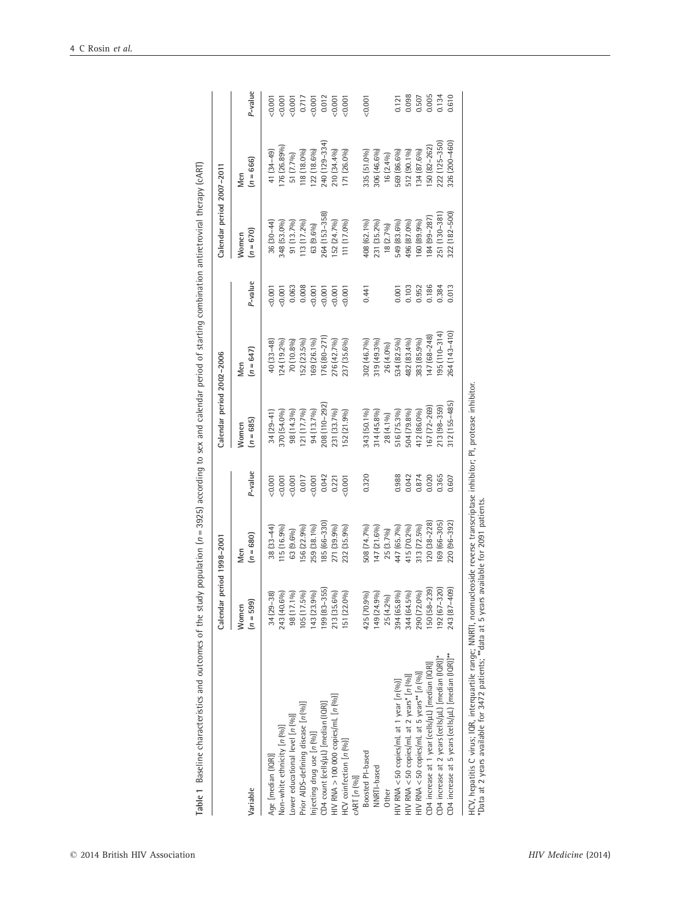**Table 1** Baseline characteristics and outcomes of the study population ($n$ = 3925) according to sex and calendar period of starting combination antiretroviral therapy (cART)

| Variable | Calendar period 1998–2001 | | | Calendar period 2002–2006 | | | Calendar period 2007–2011 | | |
|---|---|---|---|---|---|---|---|---|---|
| | Women ($n$ = 599) | Men ($n$ = 680) | $P$-value | Women ($n$ = 685) | Men ($n$ = 647) | $P$-value | Women ($n$ = 670) | Men ($n$ = 666) | $P$-value |
| Age [median (IQR)] | 34 (29–38) | 38 (33–44) | <0.001 | 34 (29–41) | 40 (33–48) | <0.001 | 36 (30–44) | 41 (34–49) | <0.001 |
| Non-white ethnicity [$n$ (%)] | 243 (40.6%) | 115 (16.9%) | <0.001 | 370 (54.0%) | 124 (19.2%) | <0.001 | 348 (53.0%) | 176 (26.89%) | <0.001 |
| Lower educational level [$n$ (%)] | 98 (17.1%) | 63 (9.6%) | <0.001 | 98 (14.3%) | 70 (10.8%) | 0.063 | 91 (13.7%) | 51 (7.7%) | <0.001 |
| Prior AIDS-defining disease [$n$ (%)] | 105 (17.5%) | 156 (22.9%) | 0.017 | 121 (17.7%) | 152 (23.5%) | 0.008 | 113 (17.2%) | 118 (18.0%) | 0.717 |
| Injecting drug use [$n$ (%)] | 143 (23.9%) | 259 (38.1%) | <0.001 | 94 (13.7%) | 169 (26.1%) | <0.001 | 63 (9.6%) | 122 (18.6%) | <0.001 |
| CD4 count (cells/μL) [median (IQR)] | 199 (83–355) | 185 (66–330) | 0.042 | 208 (110–292) | 176 (80–271) | <0.001 | 264 (153–358) | 240 (129–334) | 0.012 |
| HIV RNA > 100 000 copies/mL [$n$ (%)] | 213 (35.6%) | 271 (39.9%) | 0.221 | 231 (33.7%) | 276 (42.7%) | <0.001 | 152 (24.7%) | 210 (34.4%) | <0.001 |
| HCV coinfection [$n$ (%)] | 151 (22.0%) | 232 (35.9%) | <0.001 | 152 (21.9%) | 237 (35.6%) | <0.001 | 111 (17.0%) | 171 (26.0%) | <0.001 |
| cART [$n$ (%)] | | | | | | | | | |
| Boosted PI-based | 425 (70.9%) | 508 (74.7%) | 0.320 | 343 (50.1%) | 302 (46.7%) | 0.441 | 408 (62.1%) | 335 (51.0%) | <0.001 |
| NNRTI-based | 149 (24.9%) | 147 (21.6%) | | 314 (45.8%) | 319 (49.3%) | | 231 (35.2%) | 306 (46.6%) | |
| Other | 25 (4.2%) | 25 (3.7%) | | 28 (4.1%) | 26 (4.0%) | | 18 (2.7%) | 16 (2.4%) | |
| HIV RNA < 50 copies/mL at 1 year [$n$ (%)] | 394 (65.8%) | 447 (65.7%) | 0.988 | 516 (75.3%) | 534 (82.5%) | 0.001 | 549 (83.6%) | 569 (86.6%) | 0.121 |
| HIV RNA < 50 copies/mL at 2 years* [$n$ (%)] | 344 (64.5%) | 415 (70.2%) | 0.042 | 504 (79.8%) | 482 (83.4%) | 0.103 | 496 (87.0%) | 512 (90.1%) | 0.098 |
| HIV RNA < 50 copies/mL at 5 years** [$n$ (%)] | 290 (72.0%) | 313 (72.5%) | 0.874 | 412 (86.0%) | 383 (85.9%) | 0.952 | 160 (89.9%) | 134 (87.6%) | 0.507 |
| CD4 increase at 1 year (cells/μL) [median (IQR)] | 150 (58–239) | 120 (38–228) | 0.020 | 167 (72–269) | 147 (68–248) | 0.186 | 184 (99–287) | 150 (82–262) | 0.005 |
| CD4 increase at 2 years (cells/μL) [median (IQR)]* | 192 (67–320) | 169 (66–305) | 0.365 | 213 (98–359) | 195 (110–314) | 0.384 | 251 (130–381) | 222 (125–350) | 0.134 |
| CD4 increase at 5 years (cells/μL) [median (IQR)]** | 243 (87–409) | 220 (96–392) | 0.607 | 312 (155–485) | 264 (143–410) | 0.013 | 322 (182–500) | 326 (200–460) | 0.610 |

HCV, hepatitis C virus; IQR, interquartile range; NNRTI, nonnucleoside reverse transcriptase inhibitor; PI, protease inhibitor.
*Data at 2 years available for 3472 patients; **data at 5 years available for 2091 patients.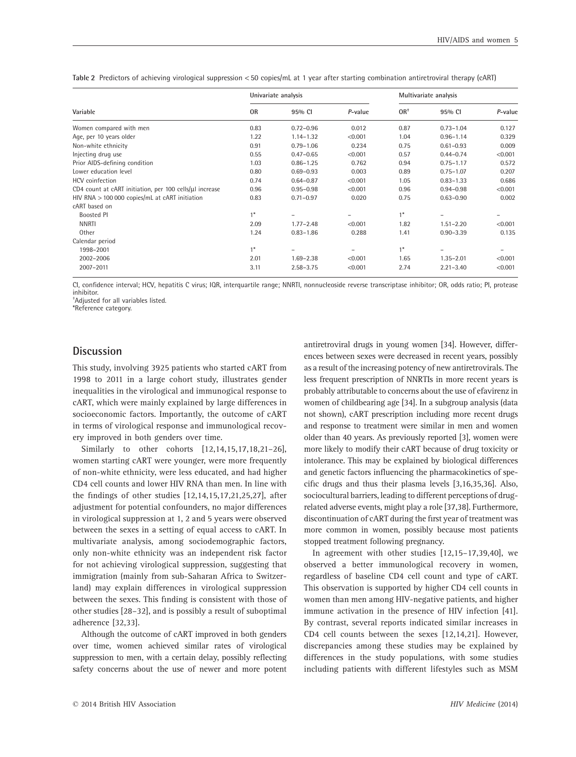**Table 2** Predictors of achieving virological suppression < 50 copies/mL at 1 year after starting combination antiretroviral therapy (cART)

| Variable | Univariate analysis | | | Multivariate analysis | | |
|---|---|---|---|---|---|---|
| | OR | 95% CI | *P*-value | OR[‡] | 95% CI | *P*-value |
| Women compared with men | 0.83 | 0.72–0.96 | 0.012 | 0.87 | 0.73–1.04 | 0.127 |
| Age, per 10 years older | 1.22 | 1.14–1.32 | <0.001 | 1.04 | 0.96–1.14 | 0.329 |
| Non-white ethnicity | 0.91 | 0.79–1.06 | 0.234 | 0.75 | 0.61–0.93 | 0.009 |
| Injecting drug use | 0.55 | 0.47–0.65 | <0.001 | 0.57 | 0.44–0.74 | <0.001 |
| Prior AIDS-defining condition | 1.03 | 0.86–1.25 | 0.762 | 0.94 | 0.75–1.17 | 0.572 |
| Lower education level | 0.80 | 0.69–0.93 | 0.003 | 0.89 | 0.75–1.07 | 0.207 |
| HCV coinfection | 0.74 | 0.64–0.87 | <0.001 | 1.05 | 0.83–1.33 | 0.686 |
| CD4 count at cART initiation, per 100 cells/μl increase | 0.96 | 0.95–0.98 | <0.001 | 0.96 | 0.94–0.98 | <0.001 |
| HIV RNA > 100 000 copies/mL at cART initiation | 0.83 | 0.71–0.97 | 0.020 | 0.75 | 0.63–0.90 | 0.002 |
| cART based on | | | | | | |
| Boosted PI | 1* | – | – | 1* | – | – |
| NNRTI | 2.09 | 1.77–2.48 | <0.001 | 1.82 | 1.51–2.20 | <0.001 |
| Other | 1.24 | 0.83–1.86 | 0.288 | 1.41 | 0.90–3.39 | 0.135 |
| Calendar period | | | | | | |
| 1998–2001 | 1* | – | – | 1* | – | – |
| 2002–2006 | 2.01 | 1.69–2.38 | <0.001 | 1.65 | 1.35–2.01 | <0.001 |
| 2007–2011 | 3.11 | 2.58–3.75 | <0.001 | 2.74 | 2.21–3.40 | <0.001 |

CI, confidence interval; HCV, hepatitis C virus; IQR, interquartile range; NNRTI, nonnucleoside reverse transcriptase inhibitor; OR, odds ratio; PI, protease inhibitor.
‡Adjusted for all variables listed.
*Reference category.

## Discussion

This study, involving 3925 patients who started cART from 1998 to 2011 in a large cohort study, illustrates gender inequalities in the virological and immunogical response to cART, which were mainly explained by large differences in socioeconomic factors. Importantly, the outcome of cART in terms of virological response and immunological recovery improved in both genders over time.

Similarly to other cohorts [12,14,15,17,18,21–26], women starting cART were younger, were more frequently of non-white ethnicity, were less educated, and had higher CD4 cell counts and lower HIV RNA than men. In line with the findings of other studies [12,14,15,17,21,25,27], after adjustment for potential confounders, no major differences in virological suppression at 1, 2 and 5 years were observed between the sexes in a setting of equal access to cART. In multivariate analysis, among sociodemographic factors, only non-white ethnicity was an independent risk factor for not achieving virological suppression, suggesting that immigration (mainly from sub-Saharan Africa to Switzerland) may explain differences in virological suppression between the sexes. This finding is consistent with those of other studies [28–32], and is possibly a result of suboptimal adherence [32,33].

Although the outcome of cART improved in both genders over time, women achieved similar rates of virological suppression to men, with a certain delay, possibly reflecting safety concerns about the use of newer and more potent antiretroviral drugs in young women [34]. However, differences between sexes were decreased in recent years, possibly as a result of the increasing potency of new antiretrovirals. The less frequent prescription of NNRTIs in more recent years is probably attributable to concerns about the use of efavirenz in women of childbearing age [34]. In a subgroup analysis (data not shown), cART prescription including more recent drugs and response to treatment were similar in men and women older than 40 years. As previously reported [3], women were more likely to modify their cART because of drug toxicity or intolerance. This may be explained by biological differences and genetic factors influencing the pharmacokinetics of specific drugs and thus their plasma levels [3,16,35,36]. Also, sociocultural barriers, leading to different perceptions of drug-related adverse events, might play a role [37,38]. Furthermore, discontinuation of cART during the first year of treatment was more common in women, possibly because most patients stopped treatment following pregnancy.

In agreement with other studies [12,15–17,39,40], we observed a better immunological recovery in women, regardless of baseline CD4 cell count and type of cART. This observation is supported by higher CD4 cell counts in women than men among HIV-negative patients, and higher immune activation in the presence of HIV infection [41]. By contrast, several reports indicated similar increases in CD4 cell counts between the sexes [12,14,21]. However, discrepancies among these studies may be explained by differences in the study populations, with some studies including patients with different lifestyles such as MSM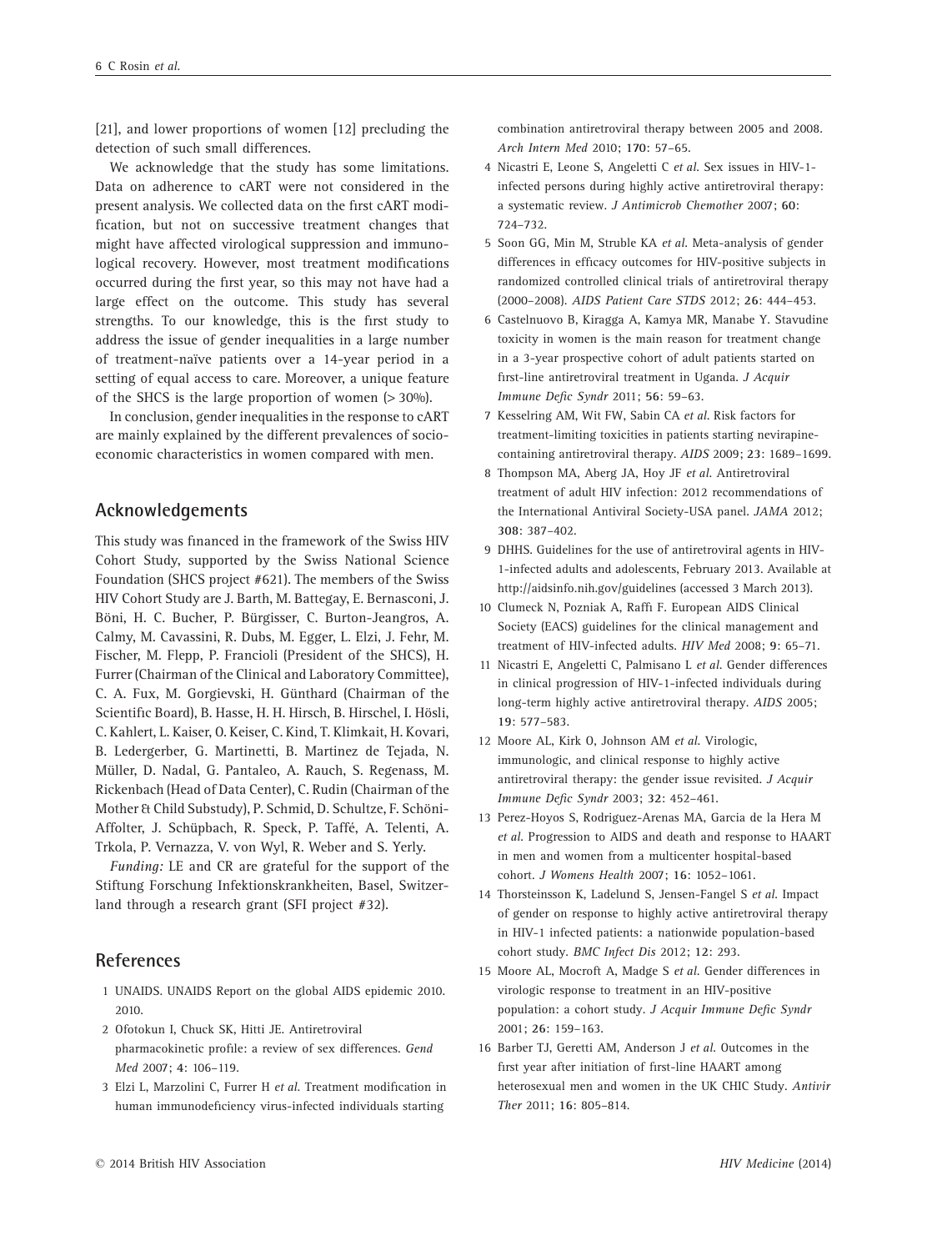[21], and lower proportions of women [12] precluding the detection of such small differences.

We acknowledge that the study has some limitations. Data on adherence to cART were not considered in the present analysis. We collected data on the first cART modification, but not on successive treatment changes that might have affected virological suppression and immunological recovery. However, most treatment modifications occurred during the first year, so this may not have had a large effect on the outcome. This study has several strengths. To our knowledge, this is the first study to address the issue of gender inequalities in a large number of treatment-naïve patients over a 14-year period in a setting of equal access to care. Moreover, a unique feature of the SHCS is the large proportion of women (> 30%).

In conclusion, gender inequalities in the response to cART are mainly explained by the different prevalences of socio-economic characteristics in women compared with men.

## Acknowledgements

This study was financed in the framework of the Swiss HIV Cohort Study, supported by the Swiss National Science Foundation (SHCS project #621). The members of the Swiss HIV Cohort Study are J. Barth, M. Battegay, E. Bernasconi, J. Böni, H. C. Bucher, P. Bürgisser, C. Burton-Jeangros, A. Calmy, M. Cavassini, R. Dubs, M. Egger, L. Elzi, J. Fehr, M. Fischer, M. Flepp, P. Francioli (President of the SHCS), H. Furrer (Chairman of the Clinical and Laboratory Committee), C. A. Fux, M. Gorgievski, H. Günthard (Chairman of the Scientific Board), B. Hasse, H. H. Hirsch, B. Hirschel, I. Hösli, C. Kahlert, L. Kaiser, O. Keiser, C. Kind, T. Klimkait, H. Kovari, B. Ledergerber, G. Martinetti, B. Martinez de Tejada, N. Müller, D. Nadal, G. Pantaleo, A. Rauch, S. Regenass, M. Rickenbach (Head of Data Center), C. Rudin (Chairman of the Mother & Child Substudy), P. Schmid, D. Schultze, F. Schöni-Affolter, J. Schüpbach, R. Speck, P. Taffé, A. Telenti, A. Trkola, P. Vernazza, V. von Wyl, R. Weber and S. Yerly.

*Funding:* LE and CR are grateful for the support of the Stiftung Forschung Infektionskrankheiten, Basel, Switzerland through a research grant (SFI project #32).

## References

1 UNAIDS. UNAIDS Report on the global AIDS epidemic 2010. 2010.

2 Ofotokun I, Chuck SK, Hitti JE. Antiretroviral pharmacokinetic profile: a review of sex differences. *Gend Med* 2007; **4**: 106–119.

3 Elzi L, Marzolini C, Furrer H *et al.* Treatment modification in human immunodeficiency virus-infected individuals starting combination antiretroviral therapy between 2005 and 2008. *Arch Intern Med* 2010; **170**: 57–65.

4 Nicastri E, Leone S, Angeletti C *et al.* Sex issues in HIV-1-infected persons during highly active antiretroviral therapy: a systematic review. *J Antimicrob Chemother* 2007; **60**: 724–732.

5 Soon GG, Min M, Struble KA *et al.* Meta-analysis of gender differences in efficacy outcomes for HIV-positive subjects in randomized controlled clinical trials of antiretroviral therapy (2000–2008). *AIDS Patient Care STDS* 2012; **26**: 444–453.

6 Castelnuovo B, Kiragga A, Kamya MR, Manabe Y. Stavudine toxicity in women is the main reason for treatment change in a 3-year prospective cohort of adult patients started on first-line antiretroviral treatment in Uganda. *J Acquir Immune Defic Syndr* 2011; **56**: 59–63.

7 Kesselring AM, Wit FW, Sabin CA *et al.* Risk factors for treatment-limiting toxicities in patients starting nevirapine-containing antiretroviral therapy. *AIDS* 2009; **23**: 1689–1699.

8 Thompson MA, Aberg JA, Hoy JF *et al.* Antiretroviral treatment of adult HIV infection: 2012 recommendations of the International Antiviral Society-USA panel. *JAMA* 2012; **308**: 387–402.

9 DHHS. Guidelines for the use of antiretroviral agents in HIV-1-infected adults and adolescents, February 2013. Available at http://aidsinfo.nih.gov/guidelines (accessed 3 March 2013).

10 Clumeck N, Pozniak A, Raffi F. European AIDS Clinical Society (EACS) guidelines for the clinical management and treatment of HIV-infected adults. *HIV Med* 2008; **9**: 65–71.

11 Nicastri E, Angeletti C, Palmisano L *et al.* Gender differences in clinical progression of HIV-1-infected individuals during long-term highly active antiretroviral therapy. *AIDS* 2005; **19**: 577–583.

12 Moore AL, Kirk O, Johnson AM *et al.* Virologic, immunologic, and clinical response to highly active antiretroviral therapy: the gender issue revisited. *J Acquir Immune Defic Syndr* 2003; **32**: 452–461.

13 Perez-Hoyos S, Rodriguez-Arenas MA, Garcia de la Hera M *et al.* Progression to AIDS and death and response to HAART in men and women from a multicenter hospital-based cohort. *J Womens Health* 2007; **16**: 1052–1061.

14 Thorsteinsson K, Ladelund S, Jensen-Fangel S *et al.* Impact of gender on response to highly active antiretroviral therapy in HIV-1 infected patients: a nationwide population-based cohort study. *BMC Infect Dis* 2012; **12**: 293.

15 Moore AL, Mocroft A, Madge S *et al.* Gender differences in virologic response to treatment in an HIV-positive population: a cohort study. *J Acquir Immune Defic Syndr* 2001; **26**: 159–163.

16 Barber TJ, Geretti AM, Anderson J *et al.* Outcomes in the first year after initiation of first-line HAART among heterosexual men and women in the UK CHIC Study. *Antivir Ther* 2011; **16**: 805–814.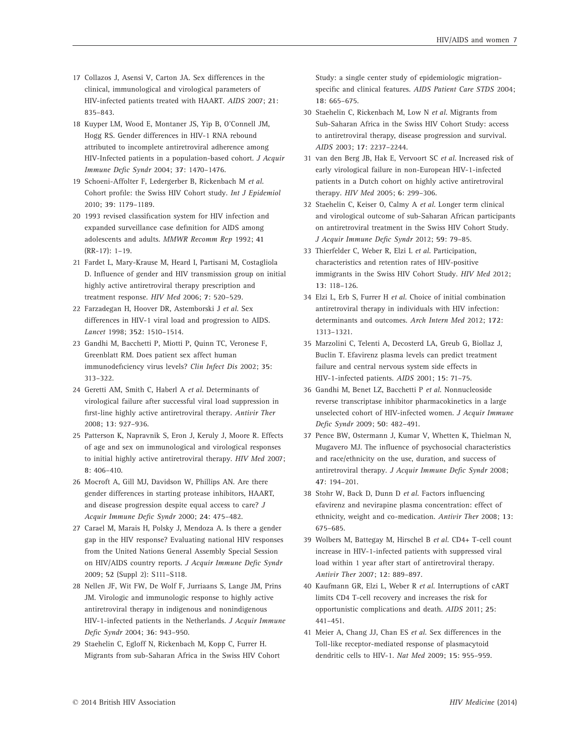17 Collazos J, Asensi V, Carton JA. Sex differences in the clinical, immunological and virological parameters of HIV-infected patients treated with HAART. *AIDS* 2007; **21**: 835–843.

18 Kuyper LM, Wood E, Montaner JS, Yip B, O'Connell JM, Hogg RS. Gender differences in HIV-1 RNA rebound attributed to incomplete antiretroviral adherence among HIV-Infected patients in a population-based cohort. *J Acquir Immune Defic Syndr* 2004; **37**: 1470–1476.

19 Schoeni-Affolter F, Ledergerber B, Rickenbach M *et al.* Cohort profile: the Swiss HIV Cohort study. *Int J Epidemiol* 2010; **39**: 1179–1189.

20 1993 revised classification system for HIV infection and expanded surveillance case definition for AIDS among adolescents and adults. *MMWR Recomm Rep* 1992; **41** (RR-17): 1–19.

21 Fardet L, Mary-Krause M, Heard I, Partisani M, Costagliola D. Influence of gender and HIV transmission group on initial highly active antiretroviral therapy prescription and treatment response. *HIV Med* 2006; **7**: 520–529.

22 Farzadegan H, Hoover DR, Astemborski J *et al.* Sex differences in HIV-1 viral load and progression to AIDS. *Lancet* 1998; **352**: 1510–1514.

23 Gandhi M, Bacchetti P, Miotti P, Quinn TC, Veronese F, Greenblatt RM. Does patient sex affect human immunodeficiency virus levels? *Clin Infect Dis* 2002; **35**: 313–322.

24 Geretti AM, Smith C, Haberl A *et al.* Determinants of virological failure after successful viral load suppression in first-line highly active antiretroviral therapy. *Antivir Ther* 2008; **13**: 927–936.

25 Patterson K, Napravnik S, Eron J, Keruly J, Moore R. Effects of age and sex on immunological and virological responses to initial highly active antiretroviral therapy. *HIV Med* 2007; **8**: 406–410.

26 Mocroft A, Gill MJ, Davidson W, Phillips AN. Are there gender differences in starting protease inhibitors, HAART, and disease progression despite equal access to care? *J Acquir Immune Defic Syndr* 2000; **24**: 475–482.

27 Carael M, Marais H, Polsky J, Mendoza A. Is there a gender gap in the HIV response? Evaluating national HIV responses from the United Nations General Assembly Special Session on HIV/AIDS country reports. *J Acquir Immune Defic Syndr* 2009; **52** (Suppl 2): S111–S118.

28 Nellen JF, Wit FW, De Wolf F, Jurriaans S, Lange JM, Prins JM. Virologic and immunologic response to highly active antiretroviral therapy in indigenous and nonindigenous HIV-1-infected patients in the Netherlands. *J Acquir Immune Defic Syndr* 2004; **36**: 943–950.

29 Staehelin C, Egloff N, Rickenbach M, Kopp C, Furrer H. Migrants from sub-Saharan Africa in the Swiss HIV Cohort Study: a single center study of epidemiologic migration-specific and clinical features. *AIDS Patient Care STDS* 2004; **18**: 665–675.

30 Staehelin C, Rickenbach M, Low N *et al.* Migrants from Sub-Saharan Africa in the Swiss HIV Cohort Study: access to antiretroviral therapy, disease progression and survival. *AIDS* 2003; **17**: 2237–2244.

31 van den Berg JB, Hak E, Vervoort SC *et al.* Increased risk of early virological failure in non-European HIV-1-infected patients in a Dutch cohort on highly active antiretroviral therapy. *HIV Med* 2005; **6**: 299–306.

32 Staehelin C, Keiser O, Calmy A *et al.* Longer term clinical and virological outcome of sub-Saharan African participants on antiretroviral treatment in the Swiss HIV Cohort Study. *J Acquir Immune Defic Syndr* 2012; **59**: 79–85.

33 Thierfelder C, Weber R, Elzi L *et al.* Participation, characteristics and retention rates of HIV-positive immigrants in the Swiss HIV Cohort Study. *HIV Med* 2012; **13**: 118–126.

34 Elzi L, Erb S, Furrer H *et al.* Choice of initial combination antiretroviral therapy in individuals with HIV infection: determinants and outcomes. *Arch Intern Med* 2012; **172**: 1313–1321.

35 Marzolini C, Telenti A, Decosterd LA, Greub G, Biollaz J, Buclin T. Efavirenz plasma levels can predict treatment failure and central nervous system side effects in HIV-1-infected patients. *AIDS* 2001; **15**: 71–75.

36 Gandhi M, Benet LZ, Bacchetti P *et al.* Nonnucleoside reverse transcriptase inhibitor pharmacokinetics in a large unselected cohort of HIV-infected women. *J Acquir Immune Defic Syndr* 2009; **50**: 482–491.

37 Pence BW, Ostermann J, Kumar V, Whetten K, Thielman N, Mugavero MJ. The influence of psychosocial characteristics and race/ethnicity on the use, duration, and success of antiretroviral therapy. *J Acquir Immune Defic Syndr* 2008; **47**: 194–201.

38 Stohr W, Back D, Dunn D *et al.* Factors influencing efavirenz and nevirapine plasma concentration: effect of ethnicity, weight and co-medication. *Antivir Ther* 2008; **13**: 675–685.

39 Wolbers M, Battegay M, Hirschel B *et al.* CD4+ T-cell count increase in HIV-1-infected patients with suppressed viral load within 1 year after start of antiretroviral therapy. *Antivir Ther* 2007; **12**: 889–897.

40 Kaufmann GR, Elzi L, Weber R *et al.* Interruptions of cART limits CD4 T-cell recovery and increases the risk for opportunistic complications and death. *AIDS* 2011; **25**: 441–451.

41 Meier A, Chang JJ, Chan ES *et al.* Sex differences in the Toll-like receptor-mediated response of plasmacytoid dendritic cells to HIV-1. *Nat Med* 2009; **15**: 955–959.